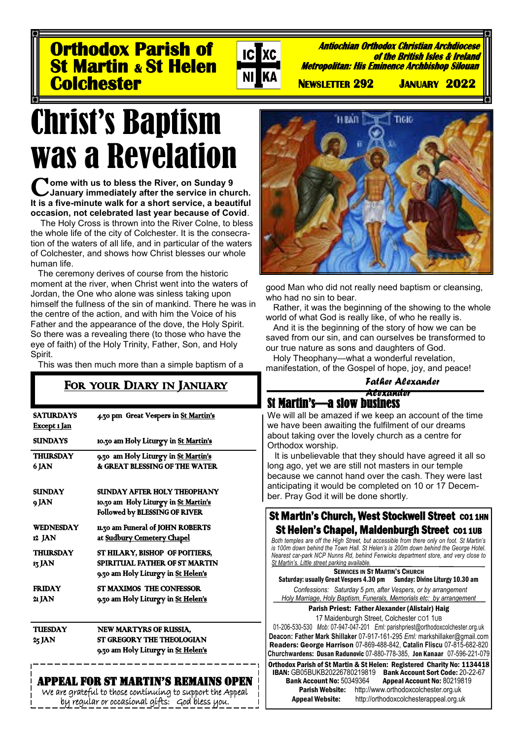# Orthodox Parish of St Martin & St Helen Colchester

IC XC NI KA

***Antiochian Orthodox Christian Archdiocese of the British Isles & Ireland***
***Metropolitan: His Eminence Archbishop Silouan***

**NEWSLETTER 292 JANUARY 2022**

# Christ's Baptism was a Revelation

**Come with us to bless the River, on Sunday 9 January immediately after the service in church. It is a five-minute walk for a short service, a beautiful occasion, not celebrated last year because of Covid**.

The Holy Cross is thrown into the River Colne, to bless the whole life of the city of Colchester. It is the consecration of the waters of all life, and in particular of the waters of Colchester, and shows how Christ blesses our whole human life.

The ceremony derives of course from the historic moment at the river, when Christ went into the waters of Jordan, the One who alone was sinless taking upon himself the fullness of the sin of mankind. There he was in the centre of the action, and with him the Voice of his Father and the appearance of the dove, the Holy Spirit. So there was a revealing there (to those who have the eye of faith) of the Holy Trinity, Father, Son, and Holy Spirit.

This was then much more than a simple baptism of a good Man who did not really need baptism or cleansing, who had no sin to bear.

Rather, it was the beginning of the showing to the whole world of what God is really like, of who he really is.

And it is the beginning of the story of how we can be saved from our sin, and can ourselves be transformed to our true nature as sons and daughters of God.

Holy Theophany—what a wonderful revelation, manifestation, of the Gospel of hope, joy, and peace!

*Father Alexander*

## FOR YOUR DIARY IN JANUARY

| | |
|---|---|
| **SATURDAYS** Except 1 Jan | 4.30 pm Great Vespers in St Martin's |
| **SUNDAYS** | 10.30 am Holy Liturgy in St Martin's |
| **THURSDAY 6 JAN** | 9.30 am Holy Liturgy in St Martin's & GREAT BLESSING OF THE WATER |
| **SUNDAY 9 JAN** | SUNDAY AFTER HOLY THEOPHANY<br>10.30 am Holy Liturgy in St Martin's<br>Followed by BLESSING OF RIVER |
| **WEDNESDAY 12 JAN** | 11.30 am Funeral of JOHN ROBERTS at Sudbury Cemetery Chapel |
| **THURSDAY 13 JAN** | ST HILARY, BISHOP OF POITIERS, SPIRITUAL FATHER OF ST MARTIN<br>9.30 am Holy Liturgy in St Helen's |
| **FRIDAY 21 JAN** | ST MAXIMOS THE CONFESSOR<br>9.30 am Holy Liturgy in St Helen's |
| **TUESDAY 25 JAN** | NEW MARTYRS OF RUSSIA, ST GREGORY THE THEOLOGIAN<br>9.30 am Holy Liturgy in St Helen's |

## St Martin's—a slow business

We will all be amazed if we keep an account of the time we have been awaiting the fulfilment of our dreams about taking over the lovely church as a centre for Orthodox worship.

It is unbelievable that they should have agreed it all so long ago, yet we are still not masters in our temple because we cannot hand over the cash. They were last anticipating it would be completed on 10 or 17 December. Pray God it will be done shortly.

## APPEAL FOR ST MARTIN'S REMAINS OPEN

We are grateful to those continuing to support the Appeal by regular or occasional gifts: God bless you.

## St Martin's Church, West Stockwell Street CO1 1HN
## St Helen's Chapel, Maidenburgh Street CO1 1UB

*Both temples are off the High Street, but accessible from there only on foot. St Martin's is 100m down behind the Town Hall. St Helen's is 200m down behind the George Hotel. Nearest car-park NCP Nunns Rd, behind Fenwicks department store, and very close to St Martin's. Little street parking available.*

**SERVICES IN ST MARTIN'S CHURCH**
**Saturday: usually Great Vespers 4.30 pm Sunday: Divine Liturgy 10.30 am**

*Confessions: Saturday 5 pm, after Vespers, or by arrangement*
*Holy Marriage, Holy Baptism, Funerals, Memorials etc: by arrangement*

**Parish Priest: Father Alexander (Alistair) Haig**
17 Maidenburgh Street, Colchester CO1 1UB
01-206-530-530 *Mob:* 07-947-047-201 *Eml:* parishpriest@orthodoxcolchester.org.uk
**Deacon: Father Mark Shillaker** 07-917-161-295 *Eml:* markshillaker@gmail.com
**Readers: George Harrison** 07-869-488-842, **Catalin Fliscu** 07-815-682-820
**Churchwardens: Dusan Radunovic** 07-880-778-385, **Jon Kanaar** 07-596-221-079

**Orthodox Parish of St Martin & St Helen: Registered Charity No: 1134418**
**IBAN:** GB05BUKB20226780219819 **Bank Account Sort Code:** 20-22-67
**Bank Account No:** 50349364 **Appeal Account No:** 80219819
**Parish Website:** http://www.orthodoxcolchester.org.uk
**Appeal Website:** http://orthodoxcolchesterappeal.org.uk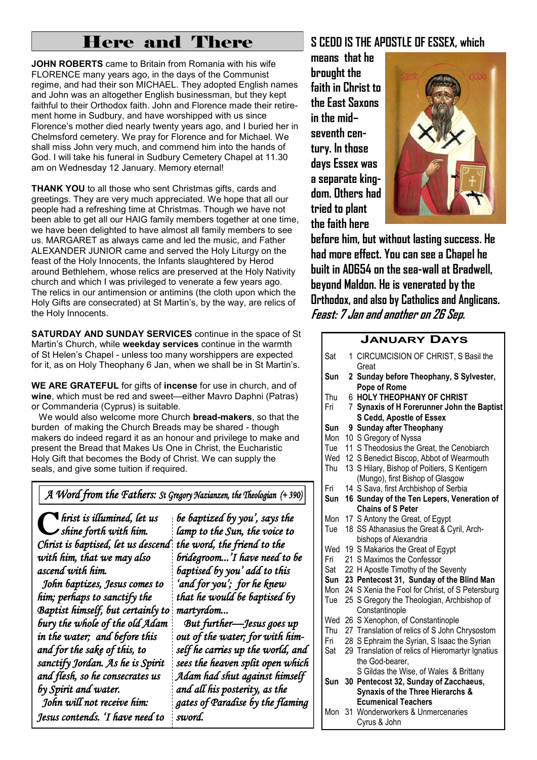# Here and There

**JOHN ROBERTS** came to Britain from Romania with his wife FLORENCE many years ago, in the days of the Communist regime, and had their son MICHAEL. They adopted English names and John was an altogether English businessman, but they kept faithful to their Orthodox faith. John and Florence made their retirement home in Sudbury, and have worshipped with us since Florence's mother died nearly twenty years ago, and I buried her in Chelmsford cemetery. We pray for Florence and for Michael. We shall miss John very much, and commend him into the hands of God. I will take his funeral in Sudbury Cemetery Chapel at 11.30 am on Wednesday 12 January. Memory eternal!

**THANK YOU** to all those who sent Christmas gifts, cards and greetings. They are very much appreciated. We hope that all our people had a refreshing time at Christmas. Though we have not been able to get all our HAIG family members together at one time, we have been delighted to have almost all family members to see us. MARGARET as always came and led the music, and Father ALEXANDER JUNIOR came and served the Holy Liturgy on the feast of the Holy Innocents, the Infants slaughtered by Herod around Bethlehem, whose relics are preserved at the Holy Nativity church and which I was privileged to venerate a few years ago. The relics in our antimension or antimins (the cloth upon which the Holy Gifts are consecrated) at St Martin's, by the way, are relics of the Holy Innocents.

**SATURDAY AND SUNDAY SERVICES** continue in the space of St Martin's Church, while **weekday services** continue in the warmth of St Helen's Chapel - unless too many worshippers are expected for it, as on Holy Theophany 6 Jan, when we shall be in St Martin's.

**WE ARE GRATEFUL** for gifts of **incense** for use in church, and of **wine**, which must be red and sweet—either Mavro Daphni (Patras) or Commanderia (Cyprus) is suitable.

We would also welcome more Church **bread-makers**, so that the burden of making the Church Breads may be shared - though makers do indeed regard it as an honour and privilege to make and present the Bread that Makes Us One in Christ, the Eucharistic Holy Gift that becomes the Body of Christ. We can supply the seals, and give some tuition if required.

### *A Word from the Fathers: St Gregory Nazianzen, the Theologian (+ 390)*

*Christ is illumined, let us shine forth with him. Christ is baptised, let us descend with him, that we may also ascend with him.*

*John baptizes, Jesus comes to him; perhaps to sanctify the Baptist himself, but certainly to bury the whole of the old Adam in the water; and before this and for the sake of this, to sanctify Jordan. As he is Spirit and flesh, so he consecrates us by Spirit and water.*

*John will not receive him: Jesus contends. 'I have need to be baptized by you', says the lamp to the Sun, the voice to the word, the friend to the bridegroom...'I have need to be baptised by you' add to this 'and for you'; for he knew that he would be baptised by martyrdom...*

*But further—Jesus goes up out of the water; for with himself he carries up the world, and sees the heaven split open which Adam had shut against himself and all his posterity, as the gates of Paradise by the flaming sword.*

## S CEDD IS THE APOSTLE OF ESSEX,

**which means that he brought the faith in Christ to the East Saxons in the mid–seventh century. In those days Essex was a separate kingdom. Others had tried to plant the faith here before him, but without lasting success. He had more effect. You can see a Chapel he built in AD654 on the sea-wall at Bradwell, beyond Maldon. He is venerated by the Orthodox, and also by Catholics and Anglicans.** ***Feast: 7 Jan and another on 26 Sep.***

## January Days

| | | |
|---|---|---|
| Sat | 1 | CIRCUMCISION OF CHRIST, S Basil the Great |
| **Sun** | **2** | **Sunday before Theophany, S Sylvester, Pope of Rome** |
| Thu | 6 | **HOLY THEOPHANY OF CHRIST** |
| Fri | 7 | **Synaxis of H Forerunner John the Baptist S Cedd, Apostle of Essex** |
| **Sun** | **9** | **Sunday after Theophany** |
| Mon | 10 | S Gregory of Nyssa |
| Tue | 11 | S Theodosius the Great, the Cenobiarch |
| Wed | 12 | S Benedict Biscop, Abbot of Wearmouth |
| Thu | 13 | S Hilary, Bishop of Poitiers, S Kentigern (Mungo), first Bishop of Glasgow |
| Fri | 14 | S Sava, first Archbishop of Serbia |
| **Sun** | **16** | **Sunday of the Ten Lepers, Veneration of Chains of S Peter** |
| Mon | 17 | S Antony the Great, of Egypt |
| Tue | 18 | SS Athanasius the Great & Cyril, Archbishops of Alexandria |
| Wed | 19 | S Makarios the Great of Egypt |
| Fri | 21 | S Maximos the Confessor |
| Sat | 22 | H Apostle Timothy of the Seventy |
| **Sun** | **23** | **Pentecost 31, Sunday of the Blind Man** |
| Mon | 24 | S Xenia the Fool for Christ, of S Petersburg |
| Tue | 25 | S Gregory the Theologian, Archbishop of Constantinople |
| Wed | 26 | S Xenophon, of Constantinople |
| Thu | 27 | Translation of relics of S John Chrysostom |
| Fri | 28 | S Ephraim the Syrian, S Isaac the Syrian |
| Sat | 29 | Translation of relics of Hieromartyr Ignatius the God-bearer, S Gildas the Wise, of Wales & Brittany |
| **Sun** | **30** | **Pentecost 32, Sunday of Zacchaeus, Synaxis of the Three Hierarchs & Ecumenical Teachers** |
| Mon | 31 | Wonderworkers & Unmercenaries Cyrus & John |